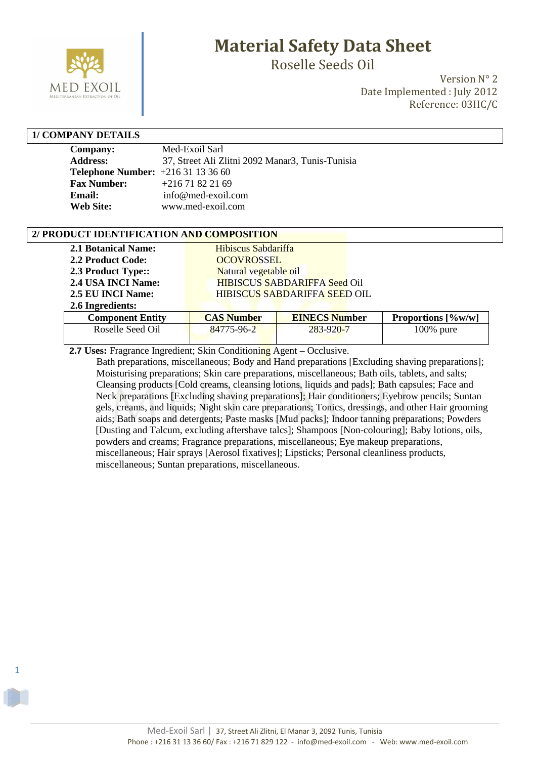# Material Safety Data Sheet

## Roselle Seeds Oil

Version N° 2
Date Implemented : July 2012
Reference: 03HC/C

## 1/ COMPANY DETAILS

**Company:** Med-Exoil Sarl
**Address:** 37, Street Ali Zlitni 2092 Manar3, Tunis-Tunisia
**Telephone Number:** +216 31 13 36 60
**Fax Number:** +216 71 82 21 69
**Email:** info@med-exoil.com
**Web Site:** www.med-exoil.com

## 2/ PRODUCT IDENTIFICATION AND COMPOSITION

**2.1 Botanical Name:** Hibiscus Sabdariffa
**2.2 Product Code:** OCOVROSSEL
**2.3 Product Type::** Natural vegetable oil
**2.4 USA INCI Name:** HIBISCUS SABDARIFFA Seed Oil
**2.5 EU INCI Name:** HIBISCUS SABDARIFFA SEED OIL
**2.6 Ingredients:**

| Component Entity | CAS Number | EINECS Number | Proportions [%w/w] |
|---|---|---|---|
| Roselle Seed Oil | 84775-96-2 | 283-920-7 | 100% pure |

**2.7 Uses:** Fragrance Ingredient; Skin Conditioning Agent – Occlusive.
Bath preparations, miscellaneous; Body and Hand preparations [Excluding shaving preparations]; Moisturising preparations; Skin care preparations, miscellaneous; Bath oils, tablets, and salts; Cleansing products [Cold creams, cleansing lotions, liquids and pads]; Bath capsules; Face and Neck preparations [Excluding shaving preparations]; Hair conditioners; Eyebrow pencils; Suntan gels, creams, and liquids; Night skin care preparations; Tonics, dressings, and other Hair grooming aids; Bath soaps and detergents; Paste masks [Mud packs]; Indoor tanning preparations; Powders [Dusting and Talcum, excluding aftershave talcs]; Shampoos [Non-colouring]; Baby lotions, oils, powders and creams; Fragrance preparations, miscellaneous; Eye makeup preparations, miscellaneous; Hair sprays [Aerosol fixatives]; Lipsticks; Personal cleanliness products, miscellaneous; Suntan preparations, miscellaneous.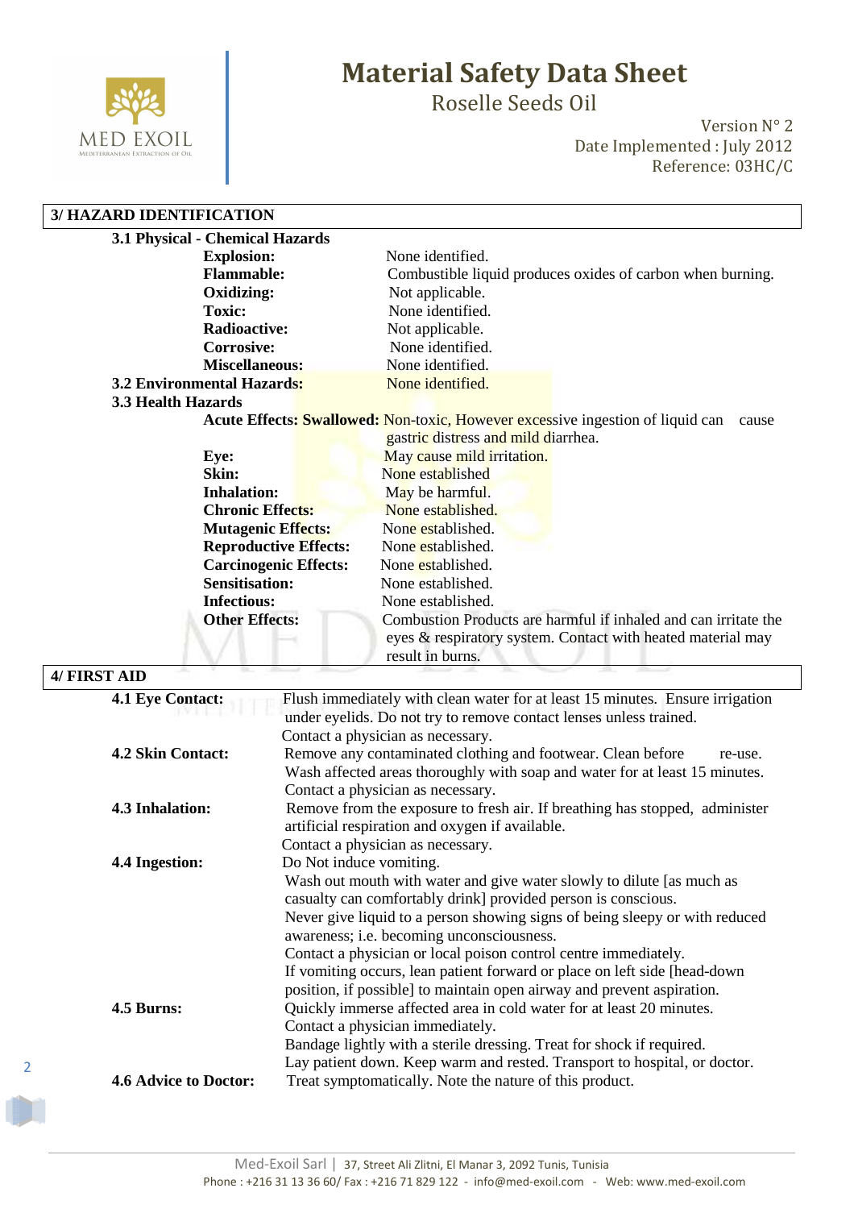## 3/ HAZARD IDENTIFICATION

### 3.1 Physical - Chemical Hazards

| | |
|---|---|
| **Explosion:** | None identified. |
| **Flammable:** | Combustible liquid produces oxides of carbon when burning. |
| **Oxidizing:** | Not applicable. |
| **Toxic:** | None identified. |
| **Radioactive:** | Not applicable. |
| **Corrosive:** | None identified. |
| **Miscellaneous:** | None identified. |

### 3.2 Environmental Hazards: None identified.

### 3.3 Health Hazards

| | |
|---|---|
| **Acute Effects: Swallowed:** | Non-toxic, However excessive ingestion of liquid can cause gastric distress and mild diarrhea. |
| **Eye:** | May cause mild irritation. |
| **Skin:** | None established |
| **Inhalation:** | May be harmful. |
| **Chronic Effects:** | None established. |
| **Mutagenic Effects:** | None established. |
| **Reproductive Effects:** | None established. |
| **Carcinogenic Effects:** | None established. |
| **Sensitisation:** | None established. |
| **Infectious:** | None established. |
| **Other Effects:** | Combustion Products are harmful if inhaled and can irritate the eyes & respiratory system. Contact with heated material may result in burns. |

## 4/ FIRST AID

**4.1 Eye Contact:** Flush immediately with clean water for at least 15 minutes. Ensure irrigation under eyelids. Do not try to remove contact lenses unless trained.
Contact a physician as necessary.

**4.2 Skin Contact:** Remove any contaminated clothing and footwear. Clean before re-use.
Wash affected areas thoroughly with soap and water for at least 15 minutes.
Contact a physician as necessary.

**4.3 Inhalation:** Remove from the exposure to fresh air. If breathing has stopped, administer artificial respiration and oxygen if available.
Contact a physician as necessary.

**4.4 Ingestion:** Do Not induce vomiting.
Wash out mouth with water and give water slowly to dilute [as much as casualty can comfortably drink] provided person is conscious.
Never give liquid to a person showing signs of being sleepy or with reduced awareness; i.e. becoming unconsciousness.
Contact a physician or local poison control centre immediately.
If vomiting occurs, lean patient forward or place on left side [head-down position, if possible] to maintain open airway and prevent aspiration.

**4.5 Burns:** Quickly immerse affected area in cold water for at least 20 minutes.
Contact a physician immediately.
Bandage lightly with a sterile dressing. Treat for shock if required.
Lay patient down. Keep warm and rested. Transport to hospital, or doctor.

**4.6 Advice to Doctor:** Treat symptomatically. Note the nature of this product.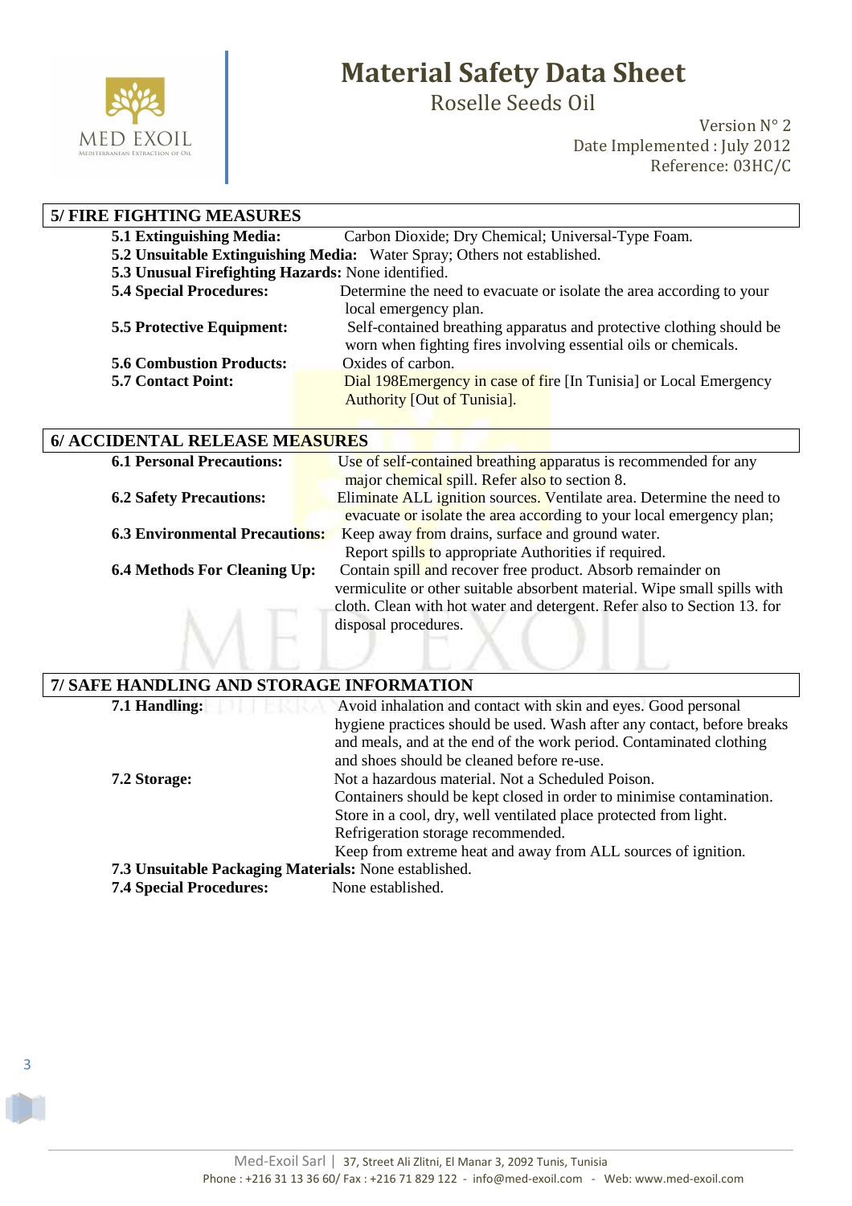## 5/ FIRE FIGHTING MEASURES

**5.1 Extinguishing Media:** Carbon Dioxide; Dry Chemical; Universal-Type Foam.

**5.2 Unsuitable Extinguishing Media:** Water Spray; Others not established.

**5.3 Unusual Firefighting Hazards:** None identified.

**5.4 Special Procedures:** Determine the need to evacuate or isolate the area according to your local emergency plan.

**5.5 Protective Equipment:** Self-contained breathing apparatus and protective clothing should be worn when fighting fires involving essential oils or chemicals.

**5.6 Combustion Products:** Oxides of carbon.

**5.7 Contact Point:** Dial 198Emergency in case of fire [In Tunisia] or Local Emergency Authority [Out of Tunisia].

## 6/ ACCIDENTAL RELEASE MEASURES

**6.1 Personal Precautions:** Use of self-contained breathing apparatus is recommended for any major chemical spill. Refer also to section 8.

**6.2 Safety Precautions:** Eliminate ALL ignition sources. Ventilate area. Determine the need to evacuate or isolate the area according to your local emergency plan;

**6.3 Environmental Precautions:** Keep away from drains, surface and ground water. Report spills to appropriate Authorities if required.

**6.4 Methods For Cleaning Up:** Contain spill and recover free product. Absorb remainder on vermiculite or other suitable absorbent material. Wipe small spills with cloth. Clean with hot water and detergent. Refer also to Section 13. for disposal procedures.

## 7/ SAFE HANDLING AND STORAGE INFORMATION

**7.1 Handling:** Avoid inhalation and contact with skin and eyes. Good personal hygiene practices should be used. Wash after any contact, before breaks and meals, and at the end of the work period. Contaminated clothing and shoes should be cleaned before re-use.

**7.2 Storage:** Not a hazardous material. Not a Scheduled Poison.
Containers should be kept closed in order to minimise contamination.
Store in a cool, dry, well ventilated place protected from light.
Refrigeration storage recommended.
Keep from extreme heat and away from ALL sources of ignition.

**7.3 Unsuitable Packaging Materials:** None established.

**7.4 Special Procedures:** None established.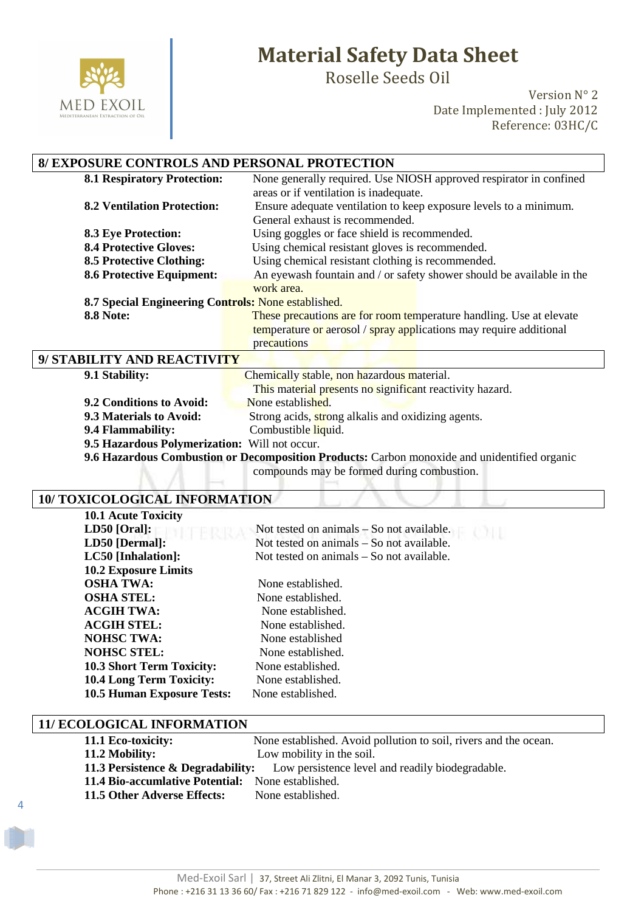## 8/ EXPOSURE CONTROLS AND PERSONAL PROTECTION

**8.1 Respiratory Protection:** None generally required. Use NIOSH approved respirator in confined areas or if ventilation is inadequate.

**8.2 Ventilation Protection:** Ensure adequate ventilation to keep exposure levels to a minimum. General exhaust is recommended.

**8.3 Eye Protection:** Using goggles or face shield is recommended.

**8.4 Protective Gloves:** Using chemical resistant gloves is recommended.

**8.5 Protective Clothing:** Using chemical resistant clothing is recommended.

**8.6 Protective Equipment:** An eyewash fountain and / or safety shower should be available in the work area.

**8.7 Special Engineering Controls:** None established.

**8.8 Note:** These precautions are for room temperature handling. Use at elevate temperature or aerosol / spray applications may require additional precautions

## 9/ STABILITY AND REACTIVITY

**9.1 Stability:** Chemically stable, non hazardous material. This material presents no significant reactivity hazard.

**9.2 Conditions to Avoid:** None established.

**9.3 Materials to Avoid:** Strong acids, strong alkalis and oxidizing agents.

**9.4 Flammability:** Combustible liquid.

**9.5 Hazardous Polymerization:** Will not occur.

**9.6 Hazardous Combustion or Decomposition Products:** Carbon monoxide and unidentified organic compounds may be formed during combustion.

## 10/ TOXICOLOGICAL INFORMATION

**10.1 Acute Toxicity**

**LD50 [Oral]:** Not tested on animals – So not available.

**LD50 [Dermal]:** Not tested on animals – So not available.

**LC50 [Inhalation]:** Not tested on animals – So not available.

**10.2 Exposure Limits**

**OSHA TWA:** None established.

**OSHA STEL:** None established.

**ACGIH TWA:** None established.

**ACGIH STEL:** None established.

**NOHSC TWA:** None established

**NOHSC STEL:** None established.

**10.3 Short Term Toxicity:** None established.

**10.4 Long Term Toxicity:** None established.

**10.5 Human Exposure Tests:** None established.

## 11/ ECOLOGICAL INFORMATION

**11.1 Eco-toxicity:** None established. Avoid pollution to soil, rivers and the ocean.

**11.2 Mobility:** Low mobility in the soil.

**11.3 Persistence & Degradability:** Low persistence level and readily biodegradable.

**11.4 Bio-accumlative Potential:** None established.

**11.5 Other Adverse Effects:** None established.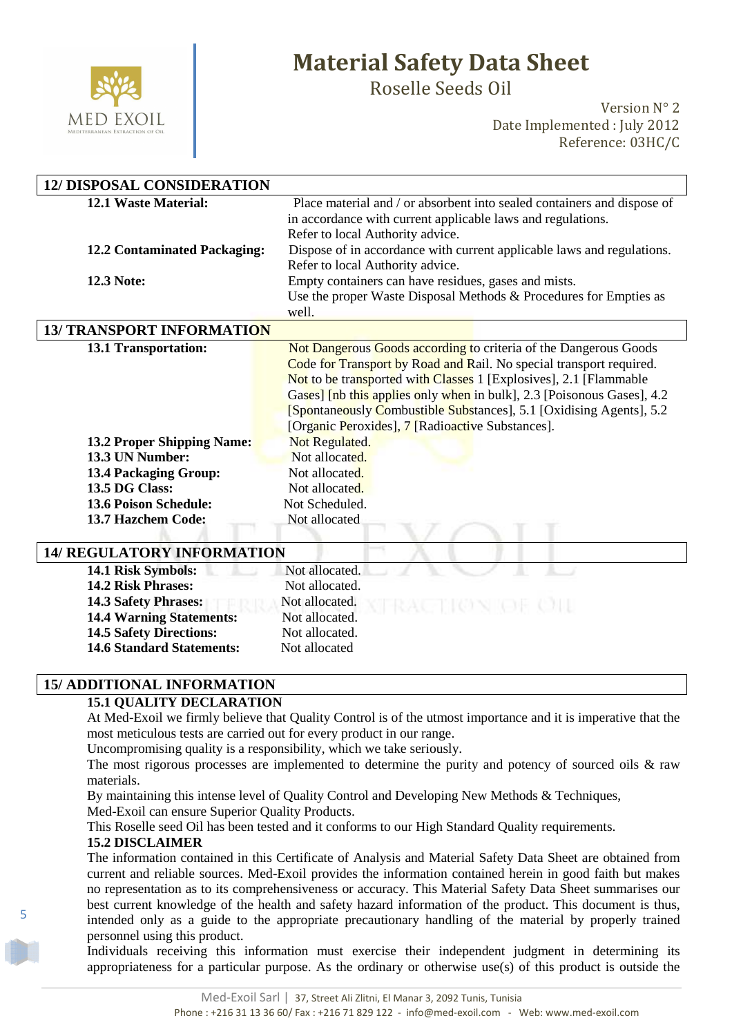## 12/ DISPOSAL CONSIDERATION

| | |
|---|---|
| **12.1 Waste Material:** | Place material and / or absorbent into sealed containers and dispose of in accordance with current applicable laws and regulations. Refer to local Authority advice. |
| **12.2 Contaminated Packaging:** | Dispose of in accordance with current applicable laws and regulations. Refer to local Authority advice. |
| **12.3 Note:** | Empty containers can have residues, gases and mists. Use the proper Waste Disposal Methods & Procedures for Empties as well. |

## 13/ TRANSPORT INFORMATION

| | |
|---|---|
| **13.1 Transportation:** | Not Dangerous Goods according to criteria of the Dangerous Goods Code for Transport by Road and Rail. No special transport required. Not to be transported with Classes 1 [Explosives], 2.1 [Flammable Gases] [nb this applies only when in bulk], 2.3 [Poisonous Gases], 4.2 [Spontaneously Combustible Substances], 5.1 [Oxidising Agents], 5.2 [Organic Peroxides], 7 [Radioactive Substances]. |
| **13.2 Proper Shipping Name:** | Not Regulated. |
| **13.3 UN Number:** | Not allocated. |
| **13.4 Packaging Group:** | Not allocated. |
| **13.5 DG Class:** | Not allocated. |
| **13.6 Poison Schedule:** | Not Scheduled. |
| **13.7 Hazchem Code:** | Not allocated |

## 14/ REGULATORY INFORMATION

| | |
|---|---|
| **14.1 Risk Symbols:** | Not allocated. |
| **14.2 Risk Phrases:** | Not allocated. |
| **14.3 Safety Phrases:** | Not allocated. |
| **14.4 Warning Statements:** | Not allocated. |
| **14.5 Safety Directions:** | Not allocated. |
| **14.6 Standard Statements:** | Not allocated |

## 15/ ADDITIONAL INFORMATION

### 15.1 QUALITY DECLARATION

At Med-Exoil we firmly believe that Quality Control is of the utmost importance and it is imperative that the most meticulous tests are carried out for every product in our range.

Uncompromising quality is a responsibility, which we take seriously.

The most rigorous processes are implemented to determine the purity and potency of sourced oils & raw materials.

By maintaining this intense level of Quality Control and Developing New Methods & Techniques, Med-Exoil can ensure Superior Quality Products.

This Roselle seed Oil has been tested and it conforms to our High Standard Quality requirements.

### 15.2 DISCLAIMER

The information contained in this Certificate of Analysis and Material Safety Data Sheet are obtained from current and reliable sources. Med-Exoil provides the information contained herein in good faith but makes no representation as to its comprehensiveness or accuracy. This Material Safety Data Sheet summarises our best current knowledge of the health and safety hazard information of the product. This document is thus, intended only as a guide to the appropriate precautionary handling of the material by properly trained personnel using this product.

Individuals receiving this information must exercise their independent judgment in determining its appropriateness for a particular purpose. As the ordinary or otherwise use(s) of this product is outside the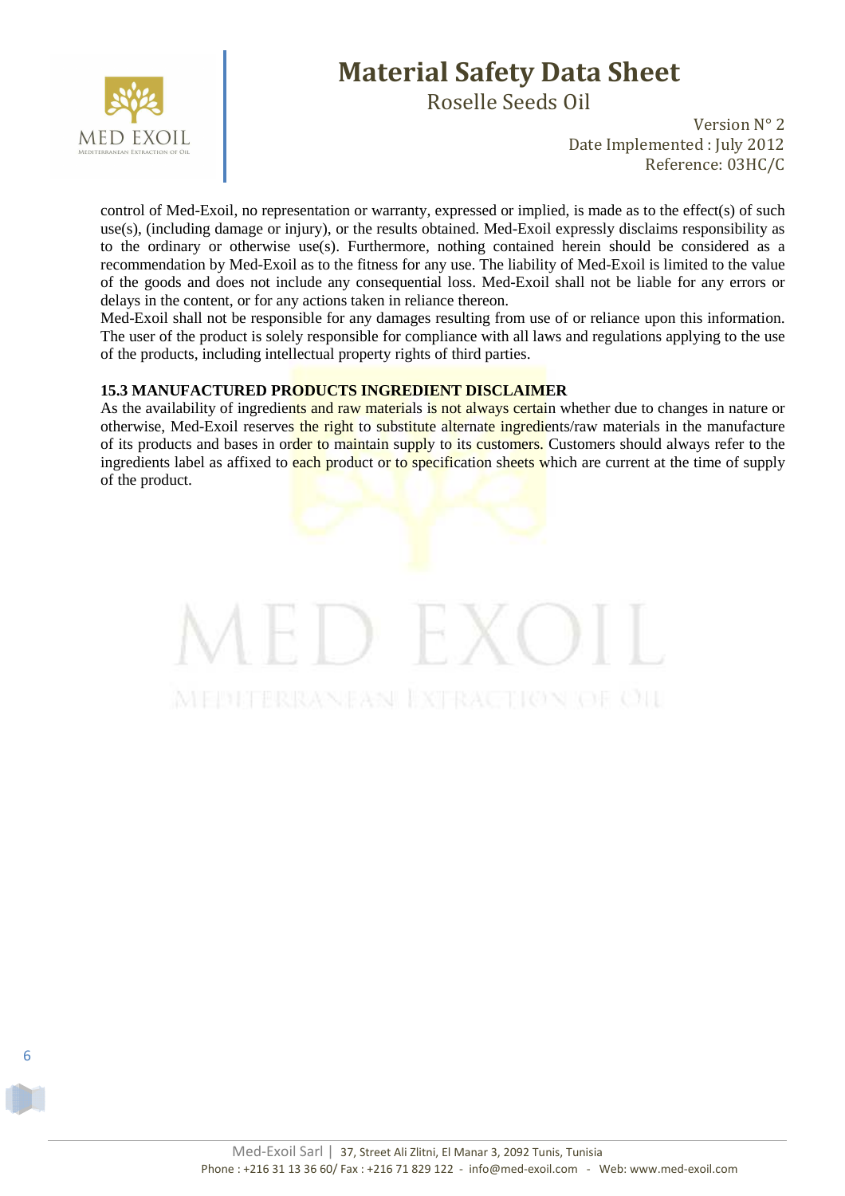control of Med-Exoil, no representation or warranty, expressed or implied, is made as to the effect(s) of such use(s), (including damage or injury), or the results obtained. Med-Exoil expressly disclaims responsibility as to the ordinary or otherwise use(s). Furthermore, nothing contained herein should be considered as a recommendation by Med-Exoil as to the fitness for any use. The liability of Med-Exoil is limited to the value of the goods and does not include any consequential loss. Med-Exoil shall not be liable for any errors or delays in the content, or for any actions taken in reliance thereon.

Med-Exoil shall not be responsible for any damages resulting from use of or reliance upon this information. The user of the product is solely responsible for compliance with all laws and regulations applying to the use of the products, including intellectual property rights of third parties.

**15.3 MANUFACTURED PRODUCTS INGREDIENT DISCLAIMER**

As the availability of ingredients and raw materials is not always certain whether due to changes in nature or otherwise, Med-Exoil reserves the right to substitute alternate ingredients/raw materials in the manufacture of its products and bases in order to maintain supply to its customers. Customers should always refer to the ingredients label as affixed to each product or to specification sheets which are current at the time of supply of the product.